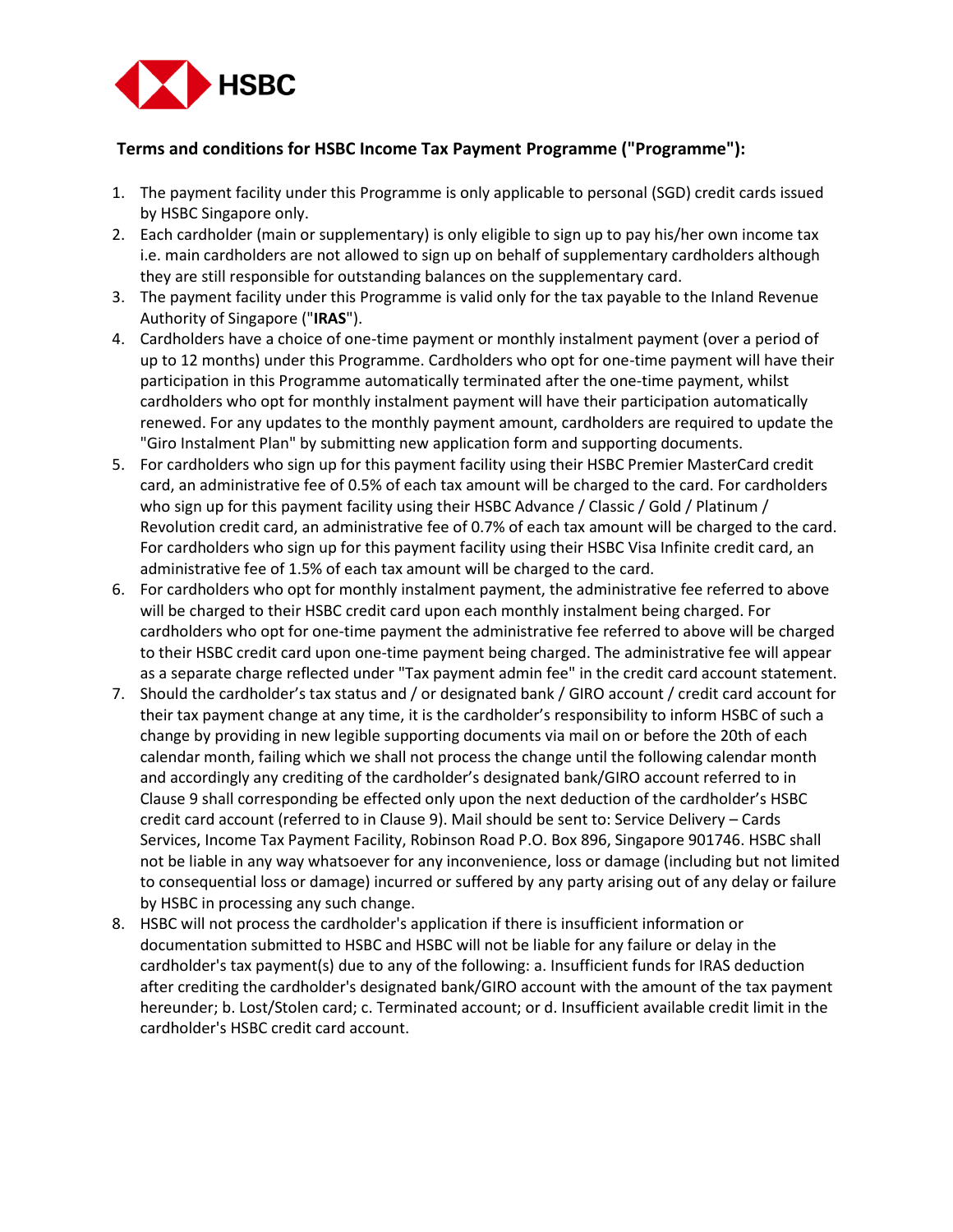HSBC

**Terms and conditions for HSBC Income Tax Payment Programme ("Programme"):**

1. The payment facility under this Programme is only applicable to personal (SGD) credit cards issued by HSBC Singapore only.
2. Each cardholder (main or supplementary) is only eligible to sign up to pay his/her own income tax i.e. main cardholders are not allowed to sign up on behalf of supplementary cardholders although they are still responsible for outstanding balances on the supplementary card.
3. The payment facility under this Programme is valid only for the tax payable to the Inland Revenue Authority of Singapore ("**IRAS**").
4. Cardholders have a choice of one-time payment or monthly instalment payment (over a period of up to 12 months) under this Programme. Cardholders who opt for one-time payment will have their participation in this Programme automatically terminated after the one-time payment, whilst cardholders who opt for monthly instalment payment will have their participation automatically renewed. For any updates to the monthly payment amount, cardholders are required to update the "Giro Instalment Plan" by submitting new application form and supporting documents.
5. For cardholders who sign up for this payment facility using their HSBC Premier MasterCard credit card, an administrative fee of 0.5% of each tax amount will be charged to the card. For cardholders who sign up for this payment facility using their HSBC Advance / Classic / Gold / Platinum / Revolution credit card, an administrative fee of 0.7% of each tax amount will be charged to the card. For cardholders who sign up for this payment facility using their HSBC Visa Infinite credit card, an administrative fee of 1.5% of each tax amount will be charged to the card.
6. For cardholders who opt for monthly instalment payment, the administrative fee referred to above will be charged to their HSBC credit card upon each monthly instalment being charged. For cardholders who opt for one-time payment the administrative fee referred to above will be charged to their HSBC credit card upon one-time payment being charged. The administrative fee will appear as a separate charge reflected under "Tax payment admin fee" in the credit card account statement.
7. Should the cardholder's tax status and / or designated bank / GIRO account / credit card account for their tax payment change at any time, it is the cardholder's responsibility to inform HSBC of such a change by providing in new legible supporting documents via mail on or before the 20th of each calendar month, failing which we shall not process the change until the following calendar month and accordingly any crediting of the cardholder's designated bank/GIRO account referred to in Clause 9 shall corresponding be effected only upon the next deduction of the cardholder's HSBC credit card account (referred to in Clause 9). Mail should be sent to: Service Delivery – Cards Services, Income Tax Payment Facility, Robinson Road P.O. Box 896, Singapore 901746. HSBC shall not be liable in any way whatsoever for any inconvenience, loss or damage (including but not limited to consequential loss or damage) incurred or suffered by any party arising out of any delay or failure by HSBC in processing any such change.
8. HSBC will not process the cardholder's application if there is insufficient information or documentation submitted to HSBC and HSBC will not be liable for any failure or delay in the cardholder's tax payment(s) due to any of the following: a. Insufficient funds for IRAS deduction after crediting the cardholder's designated bank/GIRO account with the amount of the tax payment hereunder; b. Lost/Stolen card; c. Terminated account; or d. Insufficient available credit limit in the cardholder's HSBC credit card account.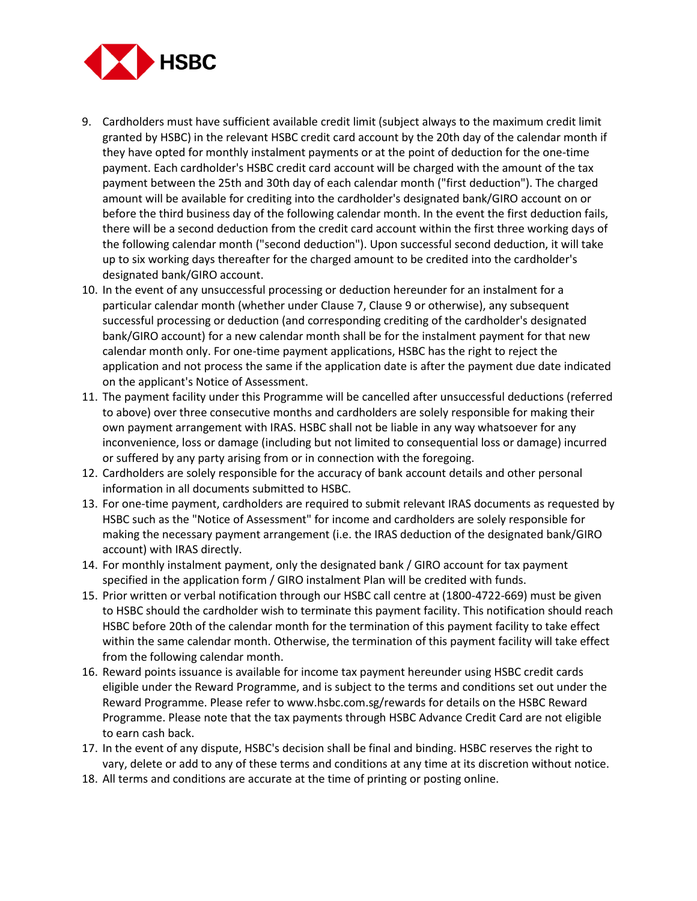9. Cardholders must have sufficient available credit limit (subject always to the maximum credit limit granted by HSBC) in the relevant HSBC credit card account by the 20th day of the calendar month if they have opted for monthly instalment payments or at the point of deduction for the one-time payment. Each cardholder's HSBC credit card account will be charged with the amount of the tax payment between the 25th and 30th day of each calendar month ("first deduction"). The charged amount will be available for crediting into the cardholder's designated bank/GIRO account on or before the third business day of the following calendar month. In the event the first deduction fails, there will be a second deduction from the credit card account within the first three working days of the following calendar month ("second deduction"). Upon successful second deduction, it will take up to six working days thereafter for the charged amount to be credited into the cardholder's designated bank/GIRO account.
10. In the event of any unsuccessful processing or deduction hereunder for an instalment for a particular calendar month (whether under Clause 7, Clause 9 or otherwise), any subsequent successful processing or deduction (and corresponding crediting of the cardholder's designated bank/GIRO account) for a new calendar month shall be for the instalment payment for that new calendar month only. For one-time payment applications, HSBC has the right to reject the application and not process the same if the application date is after the payment due date indicated on the applicant's Notice of Assessment.
11. The payment facility under this Programme will be cancelled after unsuccessful deductions (referred to above) over three consecutive months and cardholders are solely responsible for making their own payment arrangement with IRAS. HSBC shall not be liable in any way whatsoever for any inconvenience, loss or damage (including but not limited to consequential loss or damage) incurred or suffered by any party arising from or in connection with the foregoing.
12. Cardholders are solely responsible for the accuracy of bank account details and other personal information in all documents submitted to HSBC.
13. For one-time payment, cardholders are required to submit relevant IRAS documents as requested by HSBC such as the "Notice of Assessment" for income and cardholders are solely responsible for making the necessary payment arrangement (i.e. the IRAS deduction of the designated bank/GIRO account) with IRAS directly.
14. For monthly instalment payment, only the designated bank / GIRO account for tax payment specified in the application form / GIRO instalment Plan will be credited with funds.
15. Prior written or verbal notification through our HSBC call centre at (1800-4722-669) must be given to HSBC should the cardholder wish to terminate this payment facility. This notification should reach HSBC before 20th of the calendar month for the termination of this payment facility to take effect within the same calendar month. Otherwise, the termination of this payment facility will take effect from the following calendar month.
16. Reward points issuance is available for income tax payment hereunder using HSBC credit cards eligible under the Reward Programme, and is subject to the terms and conditions set out under the Reward Programme. Please refer to www.hsbc.com.sg/rewards for details on the HSBC Reward Programme. Please note that the tax payments through HSBC Advance Credit Card are not eligible to earn cash back.
17. In the event of any dispute, HSBC's decision shall be final and binding. HSBC reserves the right to vary, delete or add to any of these terms and conditions at any time at its discretion without notice.
18. All terms and conditions are accurate at the time of printing or posting online.